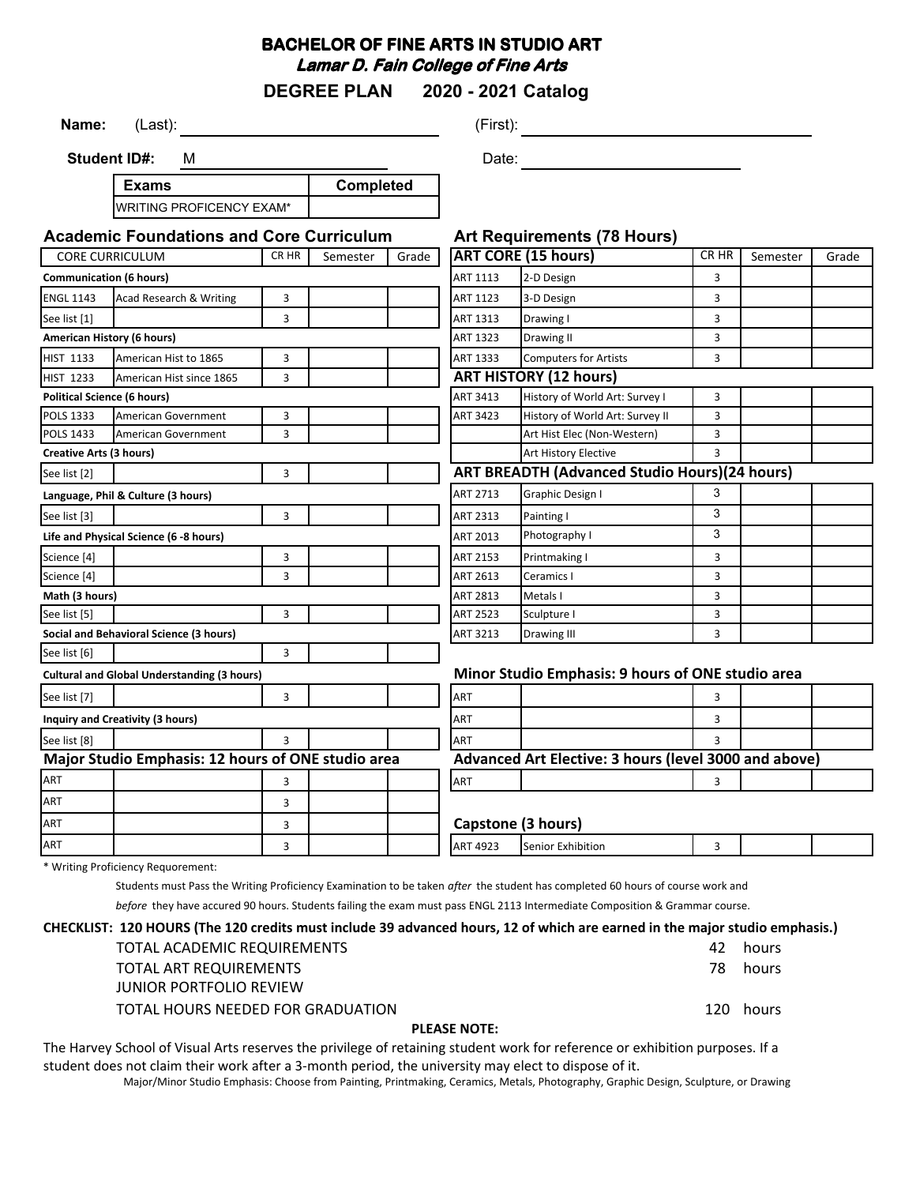# BACHELOR OF FINE ARTS IN STUDIO ART

## *Lamar D. Fain College of Fine Arts*

## DEGREE PLAN 2020 - 2021 Catalog

**Name:** (Last): ______________________ (First): ______________________

**Student ID#:** M ______________________ Date: ______________________

| Exams | Completed |
|---|---|
| WRITING PROFICENCY EXAM* | |

## Academic Foundations and Core Curriculum

| CORE CURRICULUM | | CR HR | Semester | Grade |
|---|---|---|---|---|
| **Communication (6 hours)** | | | | |
| ENGL 1143 | Acad Research & Writing | 3 | | |
| See list [1] | | 3 | | |
| **American History (6 hours)** | | | | |
| HIST 1133 | American Hist to 1865 | 3 | | |
| HIST 1233 | American Hist since 1865 | 3 | | |
| **Political Science (6 hours)** | | | | |
| POLS 1333 | American Government | 3 | | |
| POLS 1433 | American Government | 3 | | |
| **Creative Arts (3 hours)** | | | | |
| See list [2] | | 3 | | |
| **Language, Phil & Culture (3 hours)** | | | | |
| See list [3] | | 3 | | |
| **Life and Physical Science (6 -8 hours)** | | | | |
| Science [4] | | 3 | | |
| Science [4] | | 3 | | |
| **Math (3 hours)** | | | | |
| See list [5] | | 3 | | |
| **Social and Behavioral Science (3 hours)** | | | | |
| See list [6] | | 3 | | |
| **Cultural and Global Understanding (3 hours)** | | | | |
| See list [7] | | 3 | | |
| **Inquiry and Creativity (3 hours)** | | | | |
| See list [8] | | 3 | | |

## Major Studio Emphasis: 12 hours of ONE studio area

| | | | | |
|---|---|---|---|---|
| ART | | 3 | | |
| ART | | 3 | | |
| ART | | 3 | | |
| ART | | 3 | | |

## Art Requirements (78 Hours)

| ART CORE (15 hours) | | CR HR | Semester | Grade |
|---|---|---|---|---|
| ART 1113 | 2-D Design | 3 | | |
| ART 1123 | 3-D Design | 3 | | |
| ART 1313 | Drawing I | 3 | | |
| ART 1323 | Drawing II | 3 | | |
| ART 1333 | Computers for Artists | 3 | | |
| **ART HISTORY (12 hours)** | | | | |
| ART 3413 | History of World Art: Survey I | 3 | | |
| ART 3423 | History of World Art: Survey II | 3 | | |
| | Art Hist Elec (Non-Western) | 3 | | |
| | Art History Elective | 3 | | |
| **ART BREADTH (Advanced Studio Hours)(24 hours)** | | | | |
| ART 2713 | Graphic Design I | 3 | | |
| ART 2313 | Painting I | 3 | | |
| ART 2013 | Photography I | 3 | | |
| ART 2153 | Printmaking I | 3 | | |
| ART 2613 | Ceramics I | 3 | | |
| ART 2813 | Metals I | 3 | | |
| ART 2523 | Sculpture I | 3 | | |
| ART 3213 | Drawing III | 3 | | |

## Minor Studio Emphasis: 9 hours of ONE studio area

| | | | | |
|---|---|---|---|---|
| ART | | 3 | | |
| ART | | 3 | | |
| ART | | 3 | | |

## Advanced Art Elective: 3 hours (level 3000 and above)

| | | | | |
|---|---|---|---|---|
| ART | | 3 | | |

## Capstone (3 hours)

| | | | | |
|---|---|---|---|---|
| ART 4923 | Senior Exhibition | 3 | | |

\* Writing Proficiency Requorement:

Students must Pass the Writing Proficiency Examination to be taken *after* the student has completed 60 hours of course work and *before* they have accured 90 hours. Students failing the exam must pass ENGL 2113 Intermediate Composition & Grammar course.

**CHECKLIST: 120 HOURS (The 120 credits must include 39 advanced hours, 12 of which are earned in the major studio emphasis.)**

| | |
|---|---|
| TOTAL ACADEMIC REQUIREMENTS | 42 hours |
| TOTAL ART REQUIREMENTS | 78 hours |
| JUNIOR PORTFOLIO REVIEW | |
| TOTAL HOURS NEEDED FOR GRADUATION | 120 hours |

**PLEASE NOTE:**

The Harvey School of Visual Arts reserves the privilege of retaining student work for reference or exhibition purposes. If a student does not claim their work after a 3-month period, the university may elect to dispose of it.

Major/Minor Studio Emphasis: Choose from Painting, Printmaking, Ceramics, Metals, Photography, Graphic Design, Sculpture, or Drawing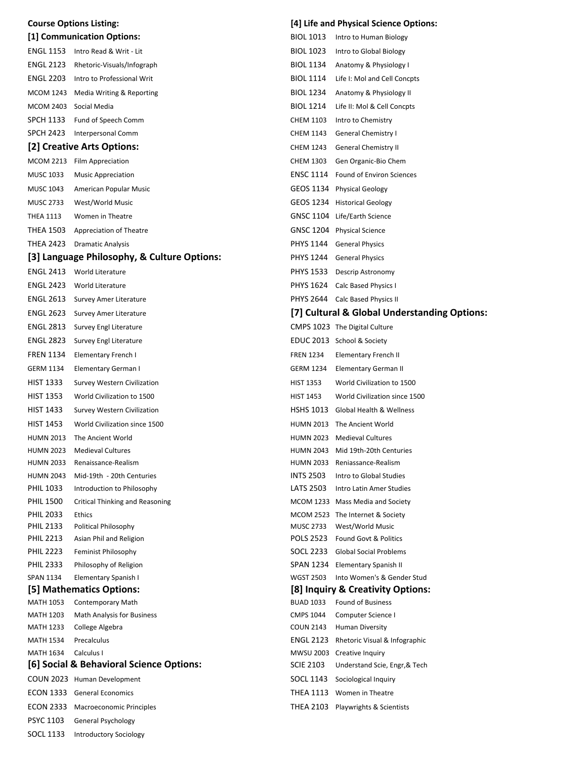**Course Options Listing:**

### [1] Communication Options:

| | |
|---|---|
| ENGL 1153 | Intro Read & Writ - Lit |
| ENGL 2123 | Rhetoric-Visuals/Infograph |
| ENGL 2203 | Intro to Professional Writ |
| MCOM 1243 | Media Writing & Reporting |
| MCOM 2403 | Social Media |
| SPCH 1133 | Fund of Speech Comm |
| SPCH 2423 | Interpersonal Comm |

### [2] Creative Arts Options:

| | |
|---|---|
| MCOM 2213 | Film Appreciation |
| MUSC 1033 | Music Appreciation |
| MUSC 1043 | American Popular Music |
| MUSC 2733 | West/World Music |
| THEA 1113 | Women in Theatre |
| THEA 1503 | Appreciation of Theatre |
| THEA 2423 | Dramatic Analysis |

### [3] Language Philosophy, & Culture Options:

| | |
|---|---|
| ENGL 2413 | World Literature |
| ENGL 2423 | World Literature |
| ENGL 2613 | Survey Amer Literature |
| ENGL 2623 | Survey Amer Literature |
| ENGL 2813 | Survey Engl Literature |
| ENGL 2823 | Survey Engl Literature |
| FREN 1134 | Elementary French I |
| GERM 1134 | Elementary German I |
| HIST 1333 | Survey Western Civilization |
| HIST 1353 | World Civilization to 1500 |
| HIST 1433 | Survey Western Civilization |
| HIST 1453 | World Civilization since 1500 |
| HUMN 2013 | The Ancient World |
| HUMN 2023 | Medieval Cultures |
| HUMN 2033 | Renaissance-Realism |
| HUMN 2043 | Mid-19th - 20th Centuries |
| PHIL 1033 | Introduction to Philosophy |
| PHIL 1500 | Critical Thinking and Reasoning |
| PHIL 2033 | Ethics |
| PHIL 2133 | Political Philosophy |
| PHIL 2213 | Asian Phil and Religion |
| PHIL 2223 | Feminist Philosophy |
| PHIL 2333 | Philosophy of Religion |
| SPAN 1134 | Elementary Spanish I |

### [5] Mathematics Options:

| | |
|---|---|
| MATH 1053 | Contemporary Math |
| MATH 1203 | Math Analysis for Business |
| MATH 1233 | College Algebra |
| MATH 1534 | Precalculus |
| MATH 1634 | Calculus I |

### [6] Social & Behavioral Science Options:

| | |
|---|---|
| COUN 2023 | Human Development |
| ECON 1333 | General Economics |
| ECON 2333 | Macroeconomic Principles |
| PSYC 1103 | General Psychology |
| SOCL 1133 | Introductory Sociology |

### [4] Life and Physical Science Options:

| | |
|---|---|
| BIOL 1013 | Intro to Human Biology |
| BIOL 1023 | Intro to Global Biology |
| BIOL 1134 | Anatomy & Physiology I |
| BIOL 1114 | Life I: Mol and Cell Concpts |
| BIOL 1234 | Anatomy & Physiology II |
| BIOL 1214 | Life II: Mol & Cell Concpts |
| CHEM 1103 | Intro to Chemistry |
| CHEM 1143 | General Chemistry I |
| CHEM 1243 | General Chemistry II |
| CHEM 1303 | Gen Organic-Bio Chem |
| ENSC 1114 | Found of Environ Sciences |
| GEOS 1134 | Physical Geology |
| GEOS 1234 | Historical Geology |
| GNSC 1104 | Life/Earth Science |
| GNSC 1204 | Physical Science |
| PHYS 1144 | General Physics |
| PHYS 1244 | General Physics |
| PHYS 1533 | Descrip Astronomy |
| PHYS 1624 | Calc Based Physics I |
| PHYS 2644 | Calc Based Physics II |

### [7] Cultural & Global Understanding Options:

| | |
|---|---|
| CMPS 1023 | The Digital Culture |
| EDUC 2013 | School & Society |
| FREN 1234 | Elementary French II |
| GERM 1234 | Elementary German II |
| HIST 1353 | World Civilization to 1500 |
| HIST 1453 | World Civilization since 1500 |
| HSHS 1013 | Global Health & Wellness |
| HUMN 2013 | The Ancient World |
| HUMN 2023 | Medieval Cultures |
| HUMN 2043 | Mid 19th-20th Centuries |
| HUMN 2033 | Reniassance-Realism |
| INTS 2503 | Intro to Global Studies |
| LATS 2503 | Intro Latin Amer Studies |
| MCOM 1233 | Mass Media and Society |
| MCOM 2523 | The Internet & Society |
| MUSC 2733 | West/World Music |
| POLS 2523 | Found Govt & Politics |
| SOCL 2233 | Global Social Problems |
| SPAN 1234 | Elementary Spanish II |
| WGST 2503 | Into Women's & Gender Stud |

### [8] Inquiry & Creativity Options:

| | |
|---|---|
| BUAD 1033 | Found of Business |
| CMPS 1044 | Computer Science I |
| COUN 2143 | Human Diversity |
| ENGL 2123 | Rhetoric Visual & Infographic |
| MWSU 2003 | Creative Inquiry |
| SCIE 2103 | Understand Scie, Engr,& Tech |
| SOCL 1143 | Sociological Inquiry |
| THEA 1113 | Women in Theatre |
| THEA 2103 | Playwrights & Scientists |